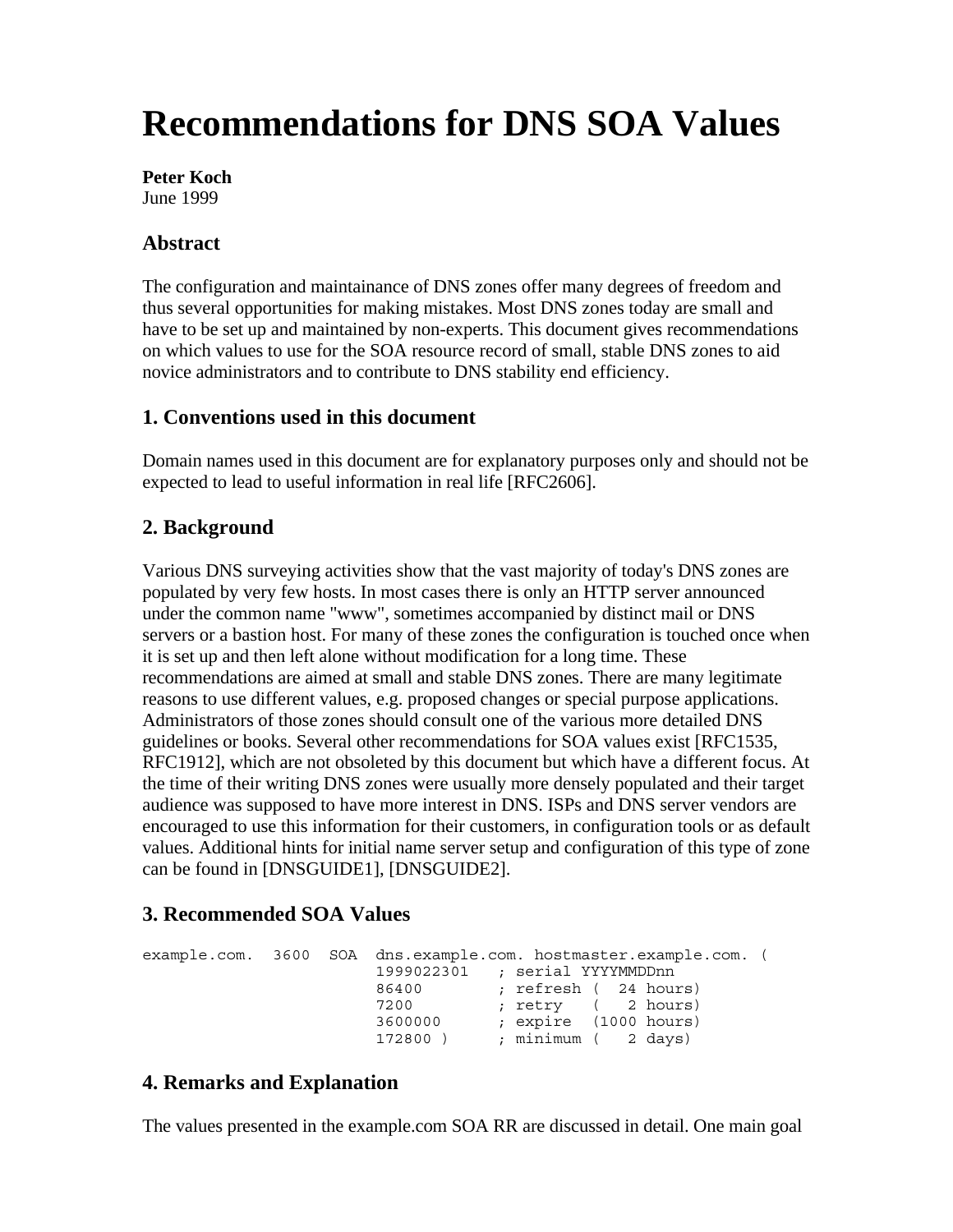# Recommendations for DNS SOA Values

**Peter Koch**
June 1999

## Abstract

The configuration and maintainance of DNS zones offer many degrees of freedom and thus several opportunities for making mistakes. Most DNS zones today are small and have to be set up and maintained by non-experts. This document gives recommendations on which values to use for the SOA resource record of small, stable DNS zones to aid novice administrators and to contribute to DNS stability end efficiency.

## 1. Conventions used in this document

Domain names used in this document are for explanatory purposes only and should not be expected to lead to useful information in real life [RFC2606].

## 2. Background

Various DNS surveying activities show that the vast majority of today's DNS zones are populated by very few hosts. In most cases there is only an HTTP server announced under the common name "www", sometimes accompanied by distinct mail or DNS servers or a bastion host. For many of these zones the configuration is touched once when it is set up and then left alone without modification for a long time. These recommendations are aimed at small and stable DNS zones. There are many legitimate reasons to use different values, e.g. proposed changes or special purpose applications. Administrators of those zones should consult one of the various more detailed DNS guidelines or books. Several other recommendations for SOA values exist [RFC1535, RFC1912], which are not obsoleted by this document but which have a different focus. At the time of their writing DNS zones were usually more densely populated and their target audience was supposed to have more interest in DNS. ISPs and DNS server vendors are encouraged to use this information for their customers, in configuration tools or as default values. Additional hints for initial name server setup and configuration of this type of zone can be found in [DNSGUIDE1], [DNSGUIDE2].

## 3. Recommended SOA Values

```
example.com.  3600  SOA  dns.example.com. hostmaster.example.com. (
                         1999022301   ; serial YYYYMMDDnn
                         86400        ; refresh (  24 hours)
                         7200         ; retry   (   2 hours)
                         3600000      ; expire  (1000 hours)
                         172800 )     ; minimum (   2 days)
```

## 4. Remarks and Explanation

The values presented in the example.com SOA RR are discussed in detail. One main goal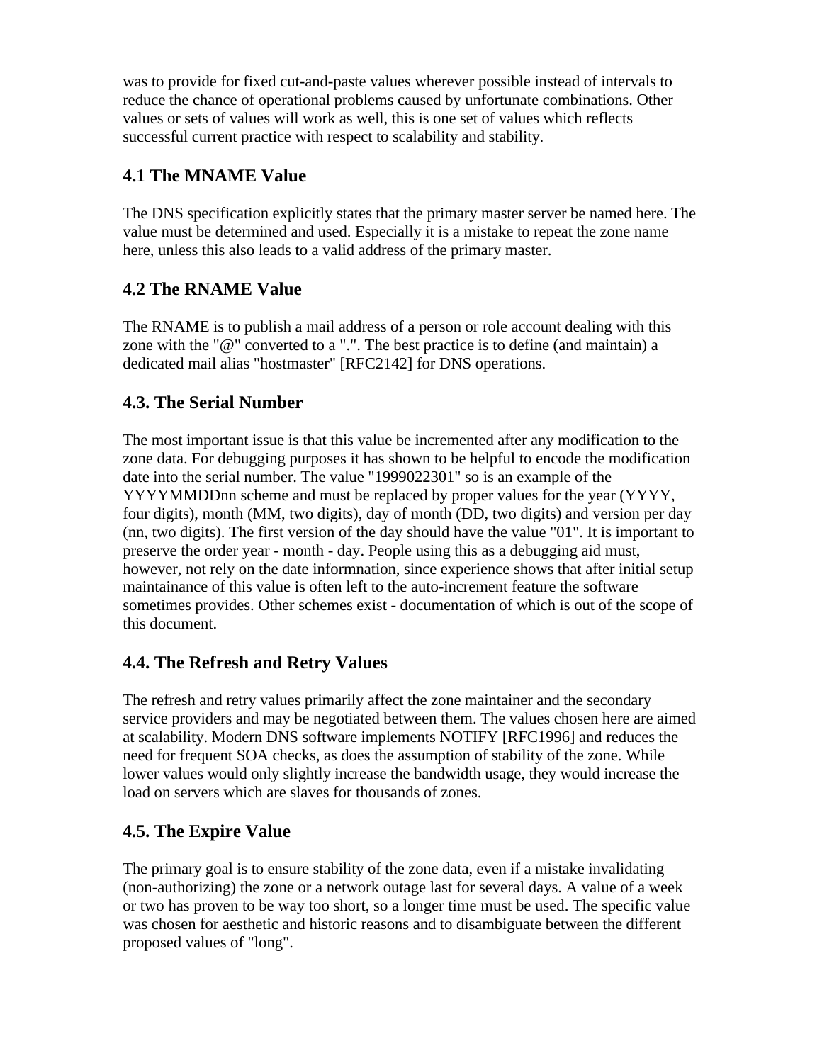was to provide for fixed cut-and-paste values wherever possible instead of intervals to reduce the chance of operational problems caused by unfortunate combinations. Other values or sets of values will work as well, this is one set of values which reflects successful current practice with respect to scalability and stability.

### 4.1 The MNAME Value

The DNS specification explicitly states that the primary master server be named here. The value must be determined and used. Especially it is a mistake to repeat the zone name here, unless this also leads to a valid address of the primary master.

### 4.2 The RNAME Value

The RNAME is to publish a mail address of a person or role account dealing with this zone with the "@" converted to a ".". The best practice is to define (and maintain) a dedicated mail alias "hostmaster" [RFC2142] for DNS operations.

### 4.3. The Serial Number

The most important issue is that this value be incremented after any modification to the zone data. For debugging purposes it has shown to be helpful to encode the modification date into the serial number. The value "1999022301" so is an example of the YYYYMMDDnn scheme and must be replaced by proper values for the year (YYYY, four digits), month (MM, two digits), day of month (DD, two digits) and version per day (nn, two digits). The first version of the day should have the value "01". It is important to preserve the order year - month - day. People using this as a debugging aid must, however, not rely on the date informnation, since experience shows that after initial setup maintainance of this value is often left to the auto-increment feature the software sometimes provides. Other schemes exist - documentation of which is out of the scope of this document.

### 4.4. The Refresh and Retry Values

The refresh and retry values primarily affect the zone maintainer and the secondary service providers and may be negotiated between them. The values chosen here are aimed at scalability. Modern DNS software implements NOTIFY [RFC1996] and reduces the need for frequent SOA checks, as does the assumption of stability of the zone. While lower values would only slightly increase the bandwidth usage, they would increase the load on servers which are slaves for thousands of zones.

### 4.5. The Expire Value

The primary goal is to ensure stability of the zone data, even if a mistake invalidating (non-authorizing) the zone or a network outage last for several days. A value of a week or two has proven to be way too short, so a longer time must be used. The specific value was chosen for aesthetic and historic reasons and to disambiguate between the different proposed values of "long".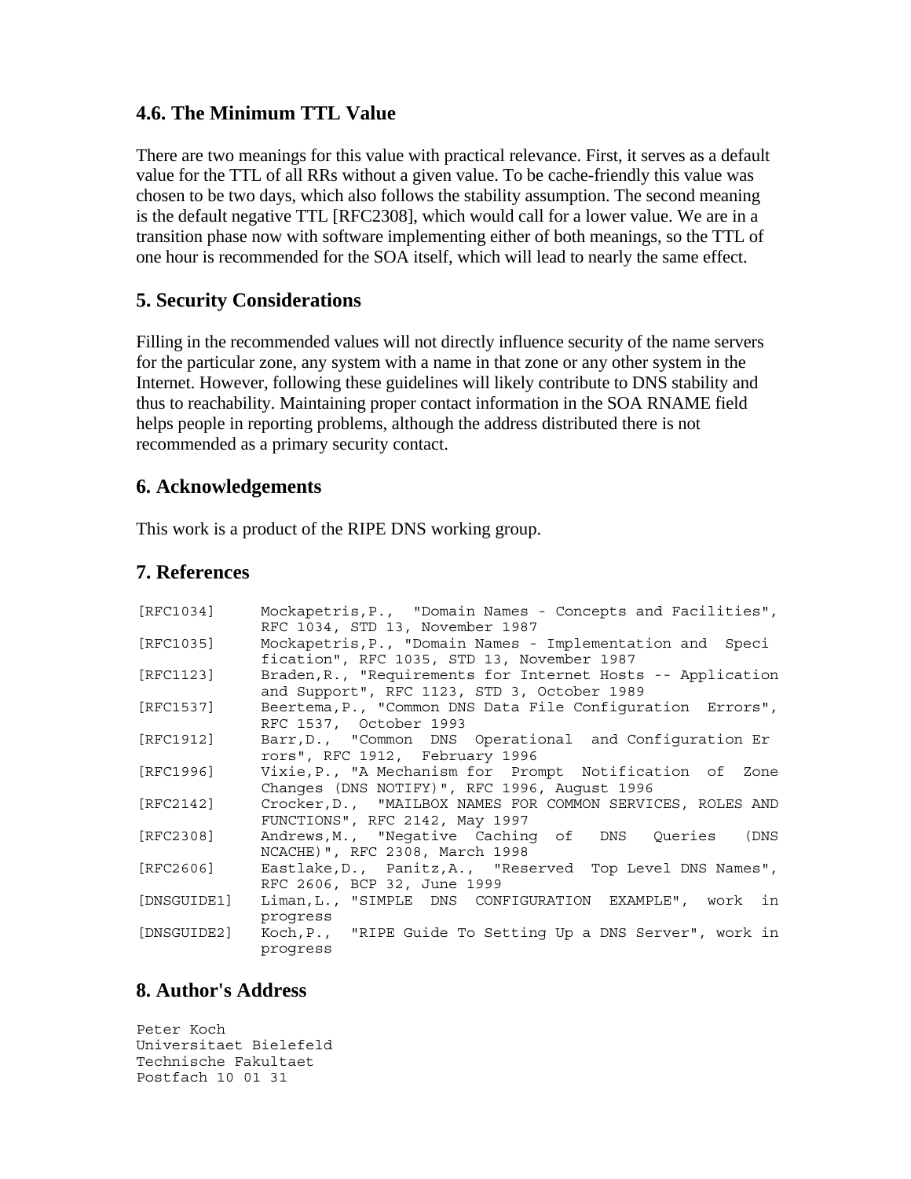## 4.6. The Minimum TTL Value

There are two meanings for this value with practical relevance. First, it serves as a default value for the TTL of all RRs without a given value. To be cache-friendly this value was chosen to be two days, which also follows the stability assumption. The second meaning is the default negative TTL [RFC2308], which would call for a lower value. We are in a transition phase now with software implementing either of both meanings, so the TTL of one hour is recommended for the SOA itself, which will lead to nearly the same effect.

## 5. Security Considerations

Filling in the recommended values will not directly influence security of the name servers for the particular zone, any system with a name in that zone or any other system in the Internet. However, following these guidelines will likely contribute to DNS stability and thus to reachability. Maintaining proper contact information in the SOA RNAME field helps people in reporting problems, although the address distributed there is not recommended as a primary security contact.

## 6. Acknowledgements

This work is a product of the RIPE DNS working group.

## 7. References

```
[RFC1034]     Mockapetris,P.,  "Domain Names - Concepts and Facilities",
              RFC 1034, STD 13, November 1987
[RFC1035]     Mockapetris,P., "Domain Names - Implementation and  Speci
              fication", RFC 1035, STD 13, November 1987
[RFC1123]     Braden,R., "Requirements for Internet Hosts -- Application
              and Support", RFC 1123, STD 3, October 1989
[RFC1537]     Beertema,P., "Common DNS Data File Configuration  Errors",
              RFC 1537,  October 1993
[RFC1912]     Barr,D.,  "Common  DNS  Operational  and Configuration Er
              rors", RFC 1912,  February 1996
[RFC1996]     Vixie,P., "A Mechanism for  Prompt  Notification  of  Zone
              Changes (DNS NOTIFY)", RFC 1996, August 1996
[RFC2142]     Crocker,D.,  "MAILBOX NAMES FOR COMMON SERVICES, ROLES AND
              FUNCTIONS", RFC 2142, May 1997
[RFC2308]     Andrews,M.,  "Negative  Caching  of   DNS   Queries   (DNS
              NCACHE)", RFC 2308, March 1998
[RFC2606]     Eastlake,D.,  Panitz,A.,  "Reserved  Top Level DNS Names",
              RFC 2606, BCP 32, June 1999
[DNSGUIDE1]   Liman,L., "SIMPLE  DNS  CONFIGURATION  EXAMPLE",  work  in
              progress
[DNSGUIDE2]   Koch,P.,  "RIPE Guide To Setting Up a DNS Server", work in
              progress
```

## 8. Author's Address

```
Peter Koch
Universitaet Bielefeld
Technische Fakultaet
Postfach 10 01 31
```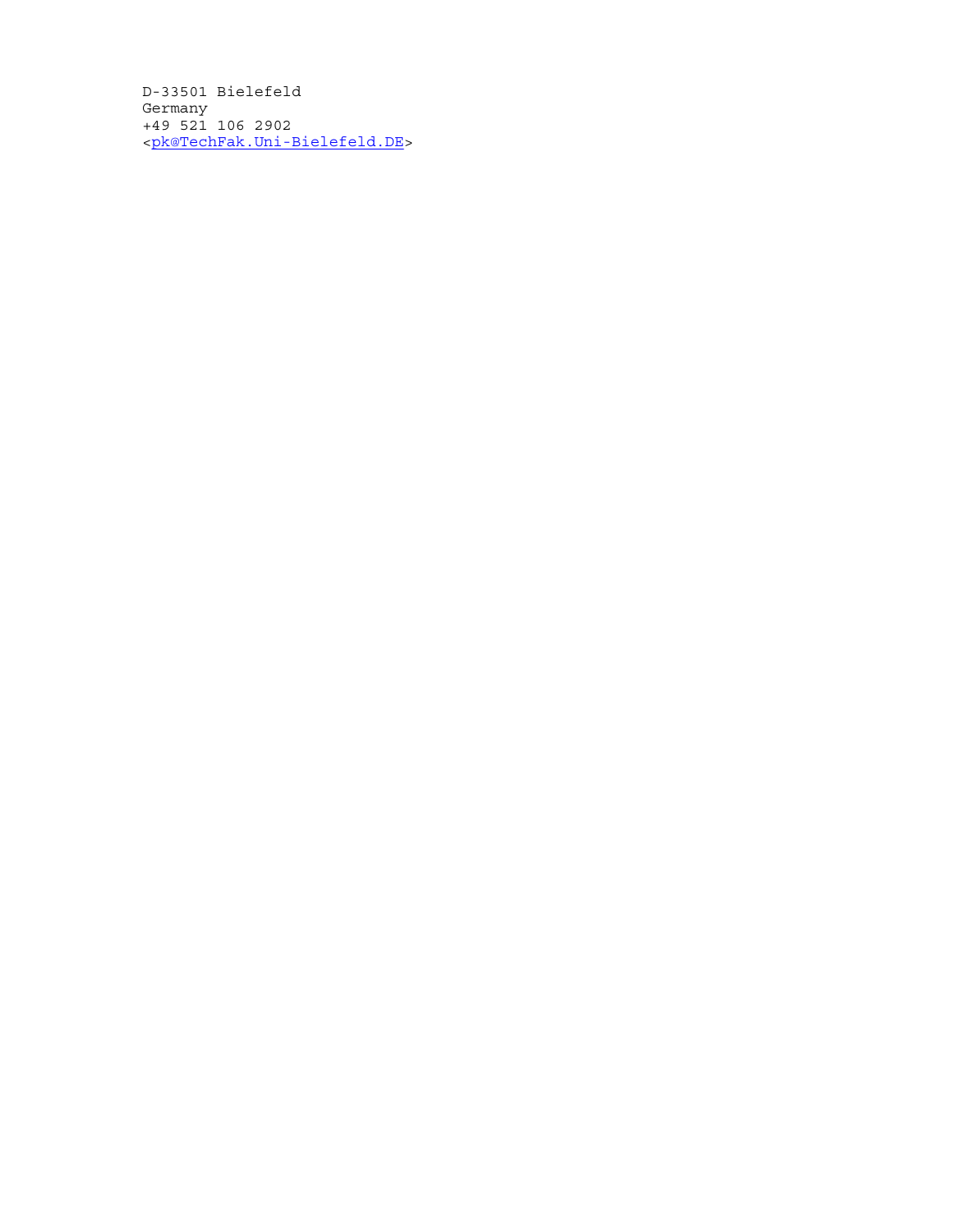D-33501 Bielefeld
Germany
+49 521 106 2902
<pk@TechFak.Uni-Bielefeld.DE>